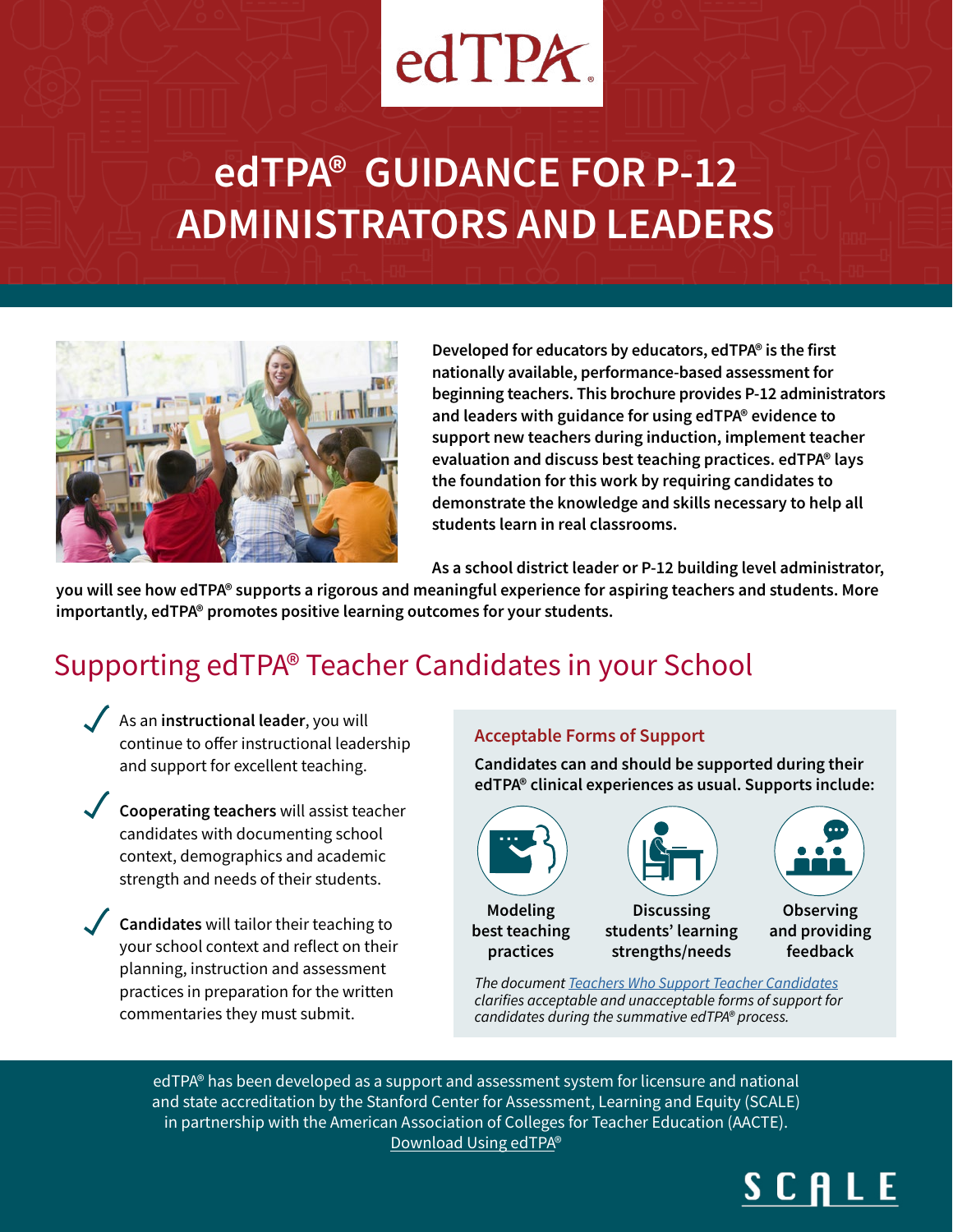# edTPA® GUIDANCE FOR P-12 ADMINISTRATORS AND LEADERS

**Developed for educators by educators, edTPA® is the first nationally available, performance-based assessment for beginning teachers. This brochure provides P-12 administrators and leaders with guidance for using edTPA® evidence to support new teachers during induction, implement teacher evaluation and discuss best teaching practices. edTPA® lays the foundation for this work by requiring candidates to demonstrate the knowledge and skills necessary to help all students learn in real classrooms.**

**As a school district leader or P-12 building level administrator, you will see how edTPA® supports a rigorous and meaningful experience for aspiring teachers and students. More importantly, edTPA® promotes positive learning outcomes for your students.**

## Supporting edTPA® Teacher Candidates in your School

- As an **instructional leader**, you will continue to offer instructional leadership and support for excellent teaching.
- **Cooperating teachers** will assist teacher candidates with documenting school context, demographics and academic strength and needs of their students.
- **Candidates** will tailor their teaching to your school context and reflect on their planning, instruction and assessment practices in preparation for the written commentaries they must submit.

### Acceptable Forms of Support

**Candidates can and should be supported during their edTPA® clinical experiences as usual. Supports include:**

- Modeling best teaching practices
- Discussing students' learning strengths/needs
- Observing and providing feedback

*The document [Teachers Who Support Teacher Candidates] clarifies acceptable and unacceptable forms of support for candidates during the summative edTPA® process.*

edTPA® has been developed as a support and assessment system for licensure and national and state accreditation by the Stanford Center for Assessment, Learning and Equity (SCALE) in partnership with the American Association of Colleges for Teacher Education (AACTE).
[Download Using edTPA®]

SCALE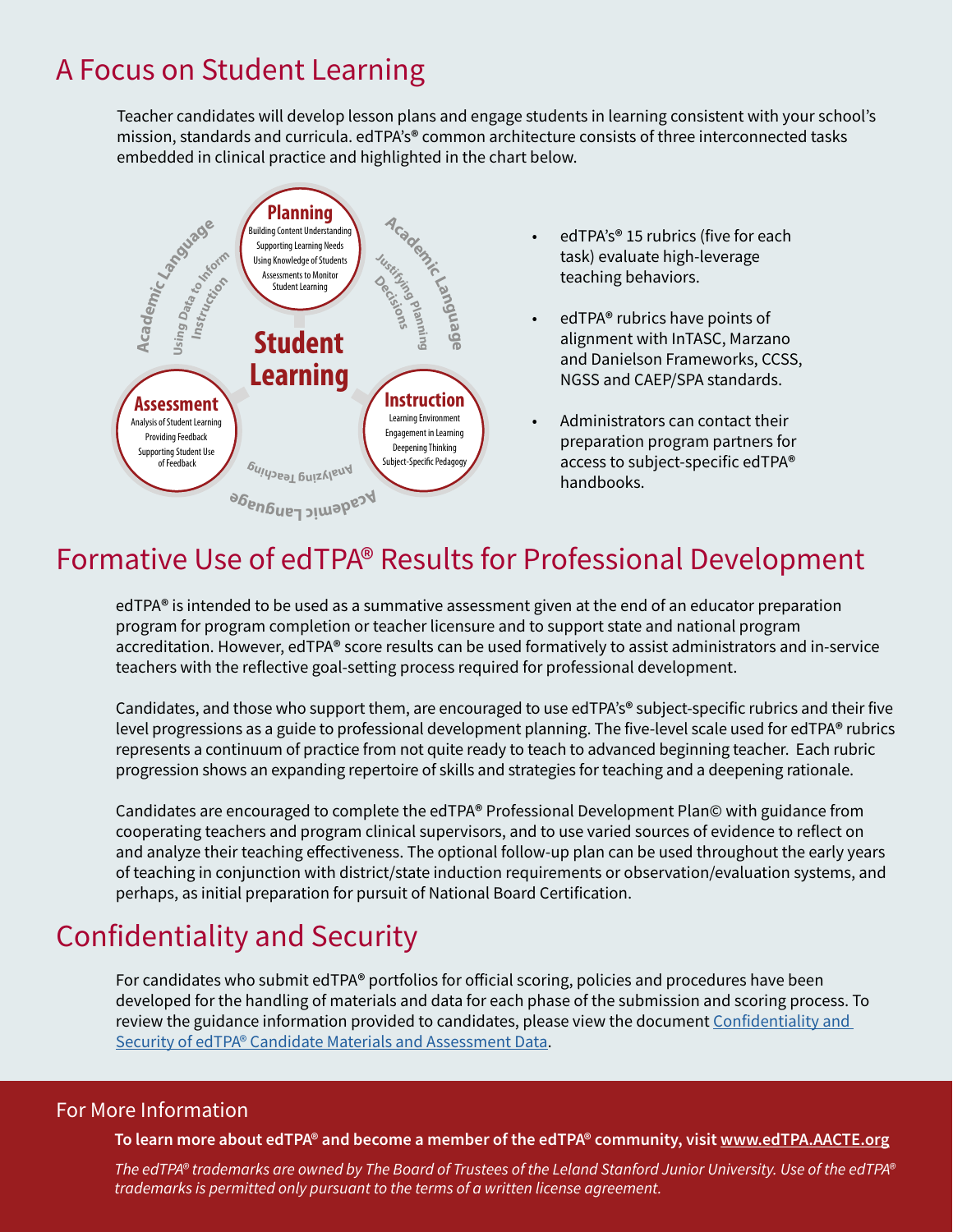# A Focus on Student Learning

Teacher candidates will develop lesson plans and engage students in learning consistent with your school's mission, standards and curricula. edTPA's® common architecture consists of three interconnected tasks embedded in clinical practice and highlighted in the chart below.

Student Learning

Planning
Building Content Understanding
Supporting Learning Needs
Using Knowledge of Students
Assessments to Monitor Student Learning

Instruction
Learning Environment
Engagement in Learning
Deepening Thinking
Subject-Specific Pedagogy

Assessment
Analysis of Student Learning
Providing Feedback
Supporting Student Use of Feedback

Justifying Planning Decisions
Analyzing Teaching
Using Data to Inform Instruction
Academic Language
Academic Language
Academic Language

- edTPA's® 15 rubrics (five for each task) evaluate high-leverage teaching behaviors.
- edTPA® rubrics have points of alignment with InTASC, Marzano and Danielson Frameworks, CCSS, NGSS and CAEP/SPA standards.
- Administrators can contact their preparation program partners for access to subject-specific edTPA® handbooks.

# Formative Use of edTPA® Results for Professional Development

edTPA® is intended to be used as a summative assessment given at the end of an educator preparation program for program completion or teacher licensure and to support state and national program accreditation. However, edTPA® score results can be used formatively to assist administrators and in-service teachers with the reflective goal-setting process required for professional development.

Candidates, and those who support them, are encouraged to use edTPA's® subject-specific rubrics and their five level progressions as a guide to professional development planning. The five-level scale used for edTPA® rubrics represents a continuum of practice from not quite ready to teach to advanced beginning teacher. Each rubric progression shows an expanding repertoire of skills and strategies for teaching and a deepening rationale.

Candidates are encouraged to complete the edTPA® Professional Development Plan© with guidance from cooperating teachers and program clinical supervisors, and to use varied sources of evidence to reflect on and analyze their teaching effectiveness. The optional follow-up plan can be used throughout the early years of teaching in conjunction with district/state induction requirements or observation/evaluation systems, and perhaps, as initial preparation for pursuit of National Board Certification.

# Confidentiality and Security

For candidates who submit edTPA® portfolios for official scoring, policies and procedures have been developed for the handling of materials and data for each phase of the submission and scoring process. To review the guidance information provided to candidates, please view the document Confidentiality and Security of edTPA® Candidate Materials and Assessment Data.

## For More Information

**To learn more about edTPA® and become a member of the edTPA® community, visit www.edTPA.AACTE.org**

*The edTPA® trademarks are owned by The Board of Trustees of the Leland Stanford Junior University. Use of the edTPA® trademarks is permitted only pursuant to the terms of a written license agreement.*